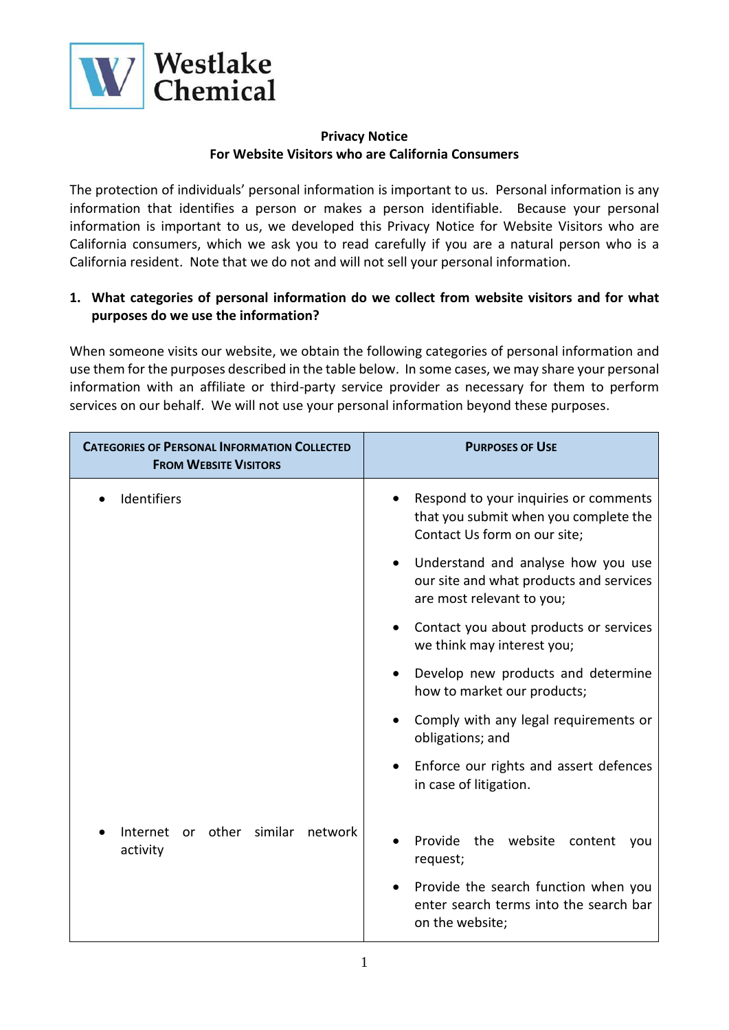Westlake Chemical

**Privacy Notice**
**For Website Visitors who are California Consumers**

The protection of individuals' personal information is important to us. Personal information is any information that identifies a person or makes a person identifiable. Because your personal information is important to us, we developed this Privacy Notice for Website Visitors who are California consumers, which we ask you to read carefully if you are a natural person who is a California resident. Note that we do not and will not sell your personal information.

**1. What categories of personal information do we collect from website visitors and for what purposes do we use the information?**

When someone visits our website, we obtain the following categories of personal information and use them for the purposes described in the table below. In some cases, we may share your personal information with an affiliate or third-party service provider as necessary for them to perform services on our behalf. We will not use your personal information beyond these purposes.

| Categories of Personal Information Collected From Website Visitors | Purposes of Use |
|---|---|
| • Identifiers | • Respond to your inquiries or comments that you submit when you complete the Contact Us form on our site;<br>• Understand and analyse how you use our site and what products and services are most relevant to you;<br>• Contact you about products or services we think may interest you;<br>• Develop new products and determine how to market our products;<br>• Comply with any legal requirements or obligations; and<br>• Enforce our rights and assert defences in case of litigation. |
| • Internet or other similar network activity | • Provide the website content you request;<br>• Provide the search function when you enter search terms into the search bar on the website; |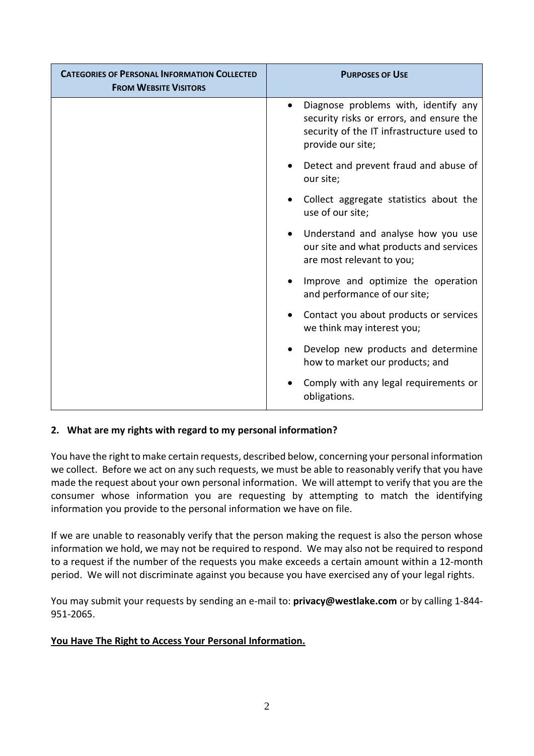| CATEGORIES OF PERSONAL INFORMATION COLLECTED FROM WEBSITE VISITORS | PURPOSES OF USE |
| --- | --- |
| | • Diagnose problems with, identify any security risks or errors, and ensure the security of the IT infrastructure used to provide our site;<br>• Detect and prevent fraud and abuse of our site;<br>• Collect aggregate statistics about the use of our site;<br>• Understand and analyse how you use our site and what products and services are most relevant to you;<br>• Improve and optimize the operation and performance of our site;<br>• Contact you about products or services we think may interest you;<br>• Develop new products and determine how to market our products; and<br>• Comply with any legal requirements or obligations. |

## 2. What are my rights with regard to my personal information?

You have the right to make certain requests, described below, concerning your personal information we collect. Before we act on any such requests, we must be able to reasonably verify that you have made the request about your own personal information. We will attempt to verify that you are the consumer whose information you are requesting by attempting to match the identifying information you provide to the personal information we have on file.

If we are unable to reasonably verify that the person making the request is also the person whose information we hold, we may not be required to respond. We may also not be required to respond to a request if the number of the requests you make exceeds a certain amount within a 12-month period. We will not discriminate against you because you have exercised any of your legal rights.

You may submit your requests by sending an e-mail to: **privacy@westlake.com** or by calling 1-844-951-2065.

**<u>You Have The Right to Access Your Personal Information.</u>**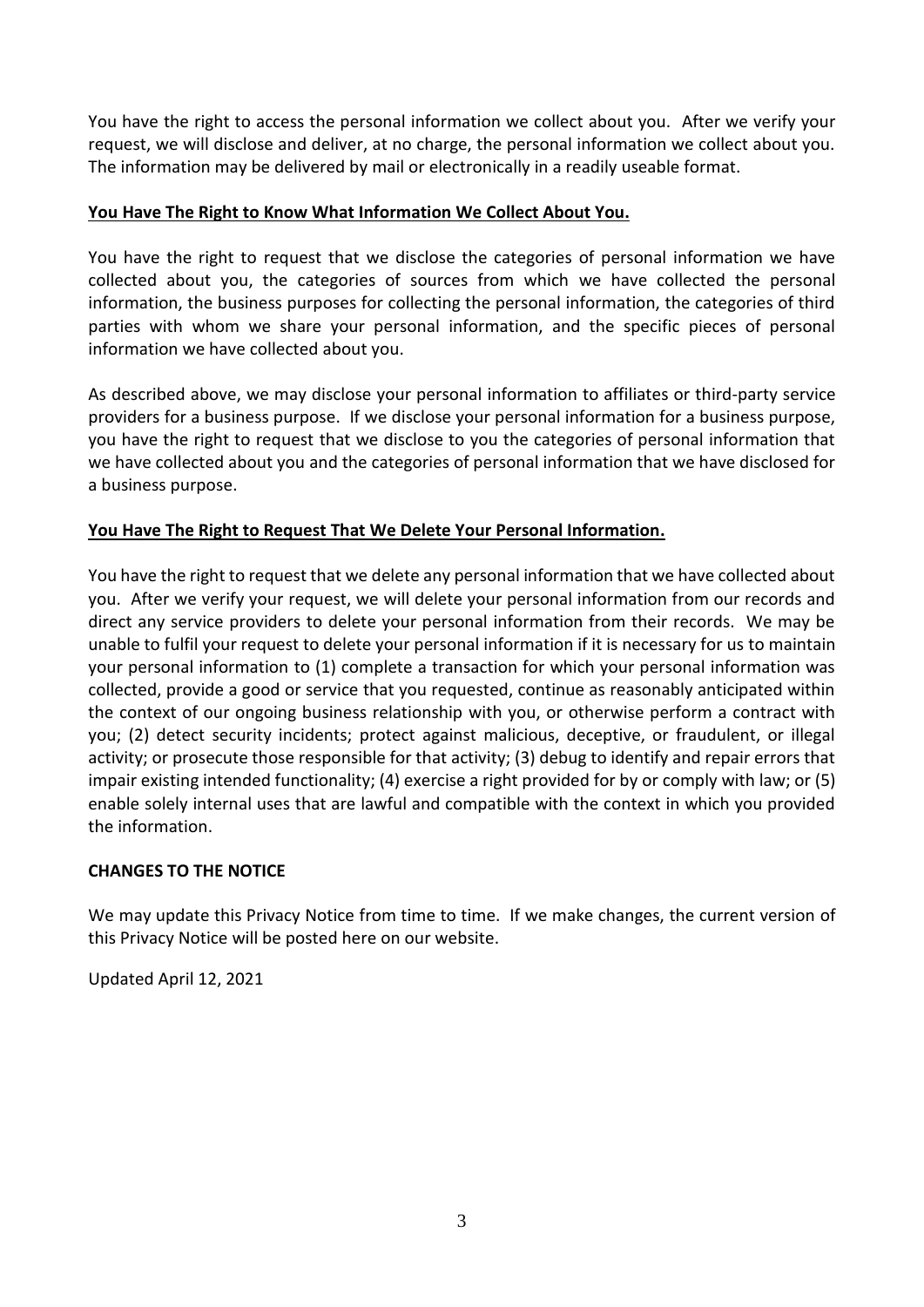You have the right to access the personal information we collect about you. After we verify your request, we will disclose and deliver, at no charge, the personal information we collect about you. The information may be delivered by mail or electronically in a readily useable format.

**You Have The Right to Know What Information We Collect About You.**

You have the right to request that we disclose the categories of personal information we have collected about you, the categories of sources from which we have collected the personal information, the business purposes for collecting the personal information, the categories of third parties with whom we share your personal information, and the specific pieces of personal information we have collected about you.

As described above, we may disclose your personal information to affiliates or third-party service providers for a business purpose. If we disclose your personal information for a business purpose, you have the right to request that we disclose to you the categories of personal information that we have collected about you and the categories of personal information that we have disclosed for a business purpose.

**You Have The Right to Request That We Delete Your Personal Information.**

You have the right to request that we delete any personal information that we have collected about you. After we verify your request, we will delete your personal information from our records and direct any service providers to delete your personal information from their records. We may be unable to fulfil your request to delete your personal information if it is necessary for us to maintain your personal information to (1) complete a transaction for which your personal information was collected, provide a good or service that you requested, continue as reasonably anticipated within the context of our ongoing business relationship with you, or otherwise perform a contract with you; (2) detect security incidents; protect against malicious, deceptive, or fraudulent, or illegal activity; or prosecute those responsible for that activity; (3) debug to identify and repair errors that impair existing intended functionality; (4) exercise a right provided for by or comply with law; or (5) enable solely internal uses that are lawful and compatible with the context in which you provided the information.

**CHANGES TO THE NOTICE**

We may update this Privacy Notice from time to time. If we make changes, the current version of this Privacy Notice will be posted here on our website.

Updated April 12, 2021